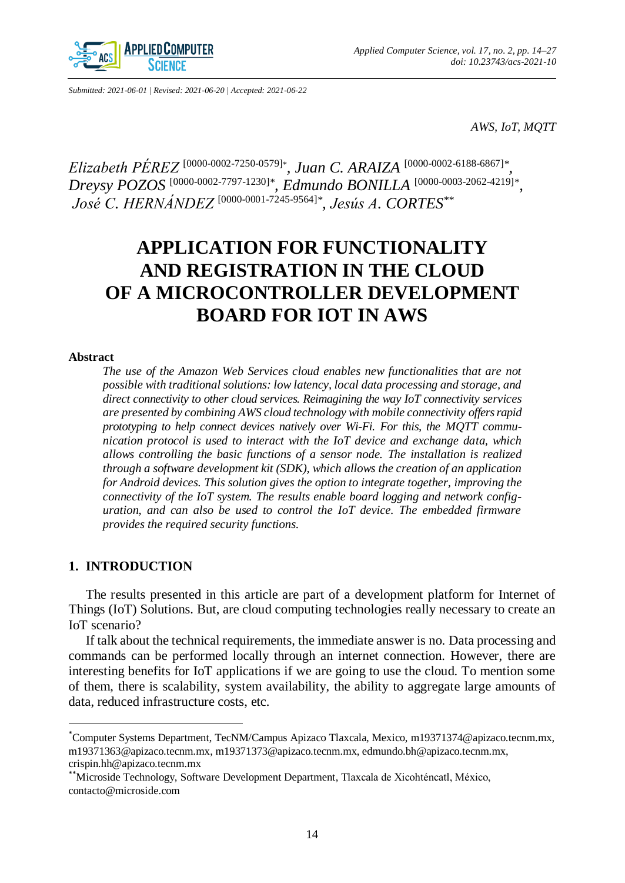Submitted: 2021-06-01 | Revised: 2021-06-20 | Accepted: 2021-06-22

*AWS, IoT, MQTT*

*Elizabeth PÉREZ* [0000-0002-7250-0579]*, *Juan C. ARAIZA* [0000-0002-6188-6867]*, *Dreysy POZOS* [0000-0002-7797-1230]*, *Edmundo BONILLA* [0000-0003-2062-4219]*, *José C. HERNÁNDEZ* [0000-0001-7245-9564]*, *Jesús A. CORTES***

# APPLICATION FOR FUNCTIONALITY AND REGISTRATION IN THE CLOUD OF A MICROCONTROLLER DEVELOPMENT BOARD FOR IOT IN AWS

### Abstract

*The use of the Amazon Web Services cloud enables new functionalities that are not possible with traditional solutions: low latency, local data processing and storage, and direct connectivity to other cloud services. Reimagining the way IoT connectivity services are presented by combining AWS cloud technology with mobile connectivity offers rapid prototyping to help connect devices natively over Wi-Fi. For this, the MQTT communication protocol is used to interact with the IoT device and exchange data, which allows controlling the basic functions of a sensor node. The installation is realized through a software development kit (SDK), which allows the creation of an application for Android devices. This solution gives the option to integrate together, improving the connectivity of the IoT system. The results enable board logging and network configuration, and can also be used to control the IoT device. The embedded firmware provides the required security functions.*

## 1. INTRODUCTION

The results presented in this article are part of a development platform for Internet of Things (IoT) Solutions. But, are cloud computing technologies really necessary to create an IoT scenario?

If talk about the technical requirements, the immediate answer is no. Data processing and commands can be performed locally through an internet connection. However, there are interesting benefits for IoT applications if we are going to use the cloud. To mention some of them, there is scalability, system availability, the ability to aggregate large amounts of data, reduced infrastructure costs, etc.

---

*Computer Systems Department, TecNM/Campus Apizaco Tlaxcala, Mexico, m19371374@apizaco.tecnm.mx, m19371363@apizaco.tecnm.mx, m19371373@apizaco.tecnm.mx, edmundo.bh@apizaco.tecnm.mx, crispin.hh@apizaco.tecnm.mx

**Microside Technology, Software Development Department, Tlaxcala de Xicohténcatl, México, contacto@microside.com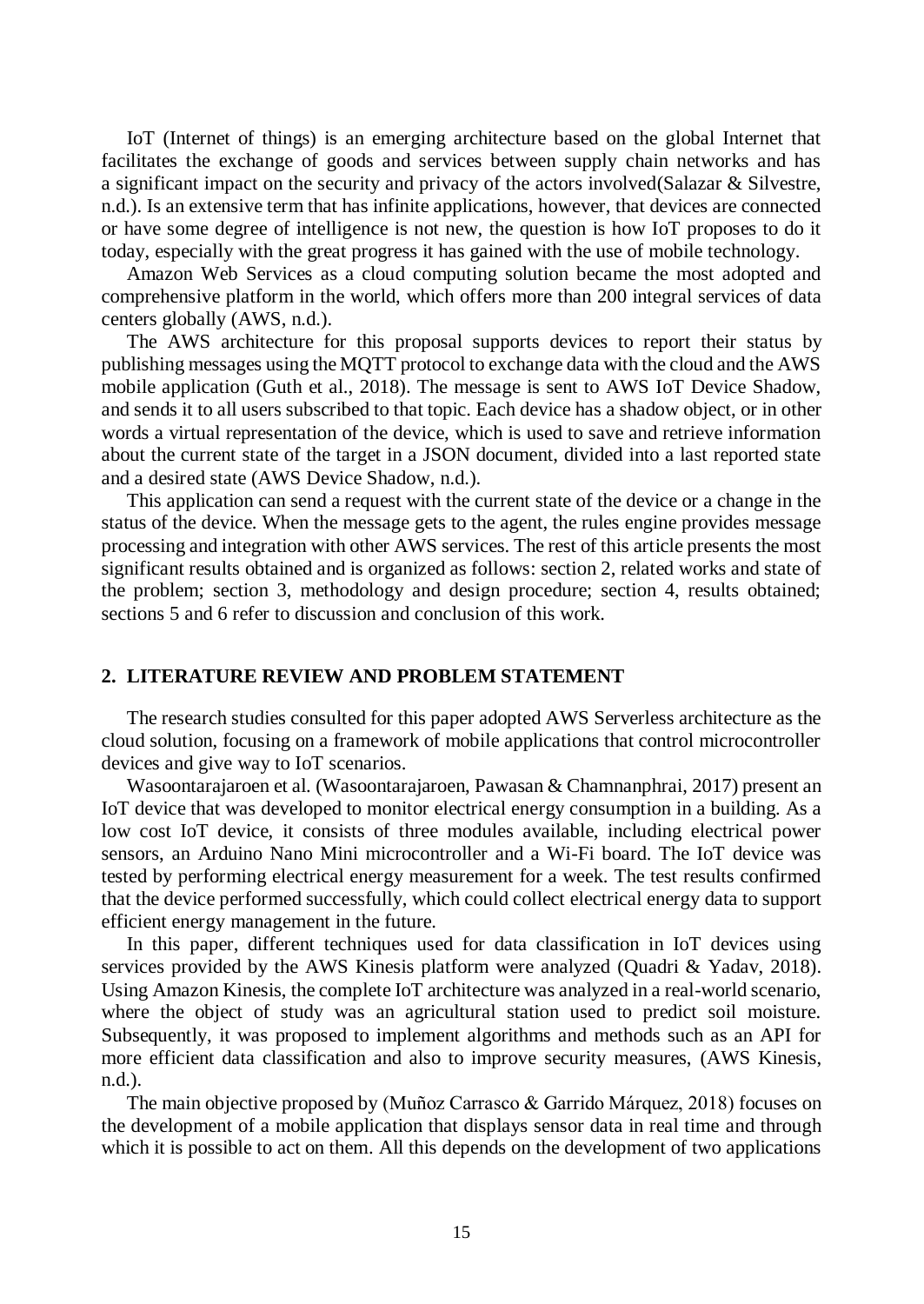IoT (Internet of things) is an emerging architecture based on the global Internet that facilitates the exchange of goods and services between supply chain networks and has a significant impact on the security and privacy of the actors involved(Salazar & Silvestre, n.d.). Is an extensive term that has infinite applications, however, that devices are connected or have some degree of intelligence is not new, the question is how IoT proposes to do it today, especially with the great progress it has gained with the use of mobile technology.

Amazon Web Services as a cloud computing solution became the most adopted and comprehensive platform in the world, which offers more than 200 integral services of data centers globally (AWS, n.d.).

The AWS architecture for this proposal supports devices to report their status by publishing messages using the MQTT protocol to exchange data with the cloud and the AWS mobile application (Guth et al., 2018). The message is sent to AWS IoT Device Shadow, and sends it to all users subscribed to that topic. Each device has a shadow object, or in other words a virtual representation of the device, which is used to save and retrieve information about the current state of the target in a JSON document, divided into a last reported state and a desired state (AWS Device Shadow, n.d.).

This application can send a request with the current state of the device or a change in the status of the device. When the message gets to the agent, the rules engine provides message processing and integration with other AWS services. The rest of this article presents the most significant results obtained and is organized as follows: section 2, related works and state of the problem; section 3, methodology and design procedure; section 4, results obtained; sections 5 and 6 refer to discussion and conclusion of this work.

## 2. LITERATURE REVIEW AND PROBLEM STATEMENT

The research studies consulted for this paper adopted AWS Serverless architecture as the cloud solution, focusing on a framework of mobile applications that control microcontroller devices and give way to IoT scenarios.

Wasoontarajaroen et al. (Wasoontarajaroen, Pawasan & Chamnanphrai, 2017) present an IoT device that was developed to monitor electrical energy consumption in a building. As a low cost IoT device, it consists of three modules available, including electrical power sensors, an Arduino Nano Mini microcontroller and a Wi-Fi board. The IoT device was tested by performing electrical energy measurement for a week. The test results confirmed that the device performed successfully, which could collect electrical energy data to support efficient energy management in the future.

In this paper, different techniques used for data classification in IoT devices using services provided by the AWS Kinesis platform were analyzed (Quadri & Yadav, 2018). Using Amazon Kinesis, the complete IoT architecture was analyzed in a real-world scenario, where the object of study was an agricultural station used to predict soil moisture. Subsequently, it was proposed to implement algorithms and methods such as an API for more efficient data classification and also to improve security measures, (AWS Kinesis, n.d.).

The main objective proposed by (Muñoz Carrasco & Garrido Márquez, 2018) focuses on the development of a mobile application that displays sensor data in real time and through which it is possible to act on them. All this depends on the development of two applications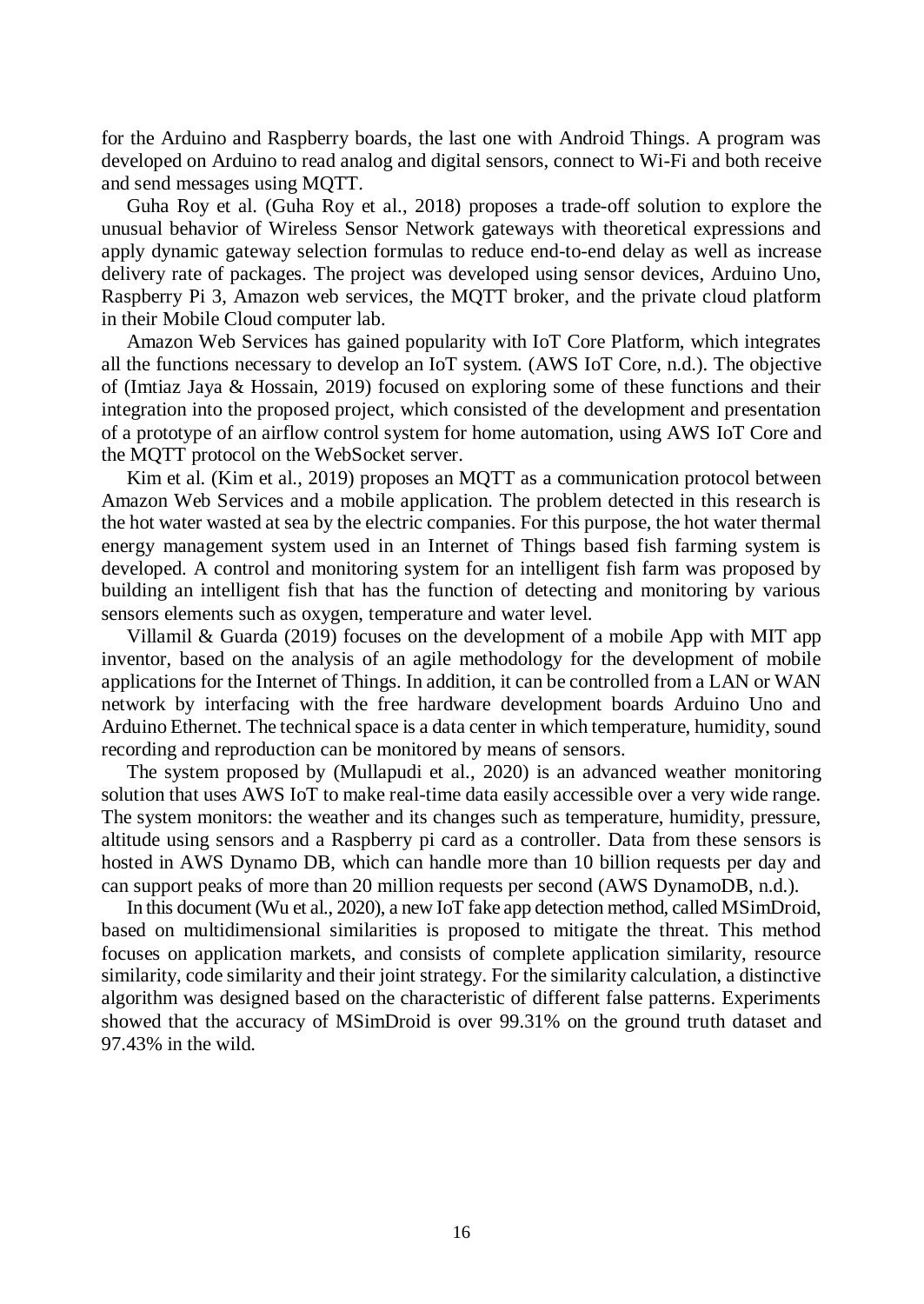for the Arduino and Raspberry boards, the last one with Android Things. A program was developed on Arduino to read analog and digital sensors, connect to Wi-Fi and both receive and send messages using MQTT.

Guha Roy et al. (Guha Roy et al., 2018) proposes a trade-off solution to explore the unusual behavior of Wireless Sensor Network gateways with theoretical expressions and apply dynamic gateway selection formulas to reduce end-to-end delay as well as increase delivery rate of packages. The project was developed using sensor devices, Arduino Uno, Raspberry Pi 3, Amazon web services, the MQTT broker, and the private cloud platform in their Mobile Cloud computer lab.

Amazon Web Services has gained popularity with IoT Core Platform, which integrates all the functions necessary to develop an IoT system. (AWS IoT Core, n.d.). The objective of (Imtiaz Jaya & Hossain, 2019) focused on exploring some of these functions and their integration into the proposed project, which consisted of the development and presentation of a prototype of an airflow control system for home automation, using AWS IoT Core and the MQTT protocol on the WebSocket server.

Kim et al. (Kim et al., 2019) proposes an MQTT as a communication protocol between Amazon Web Services and a mobile application. The problem detected in this research is the hot water wasted at sea by the electric companies. For this purpose, the hot water thermal energy management system used in an Internet of Things based fish farming system is developed. A control and monitoring system for an intelligent fish farm was proposed by building an intelligent fish that has the function of detecting and monitoring by various sensors elements such as oxygen, temperature and water level.

Villamil & Guarda (2019) focuses on the development of a mobile App with MIT app inventor, based on the analysis of an agile methodology for the development of mobile applications for the Internet of Things. In addition, it can be controlled from a LAN or WAN network by interfacing with the free hardware development boards Arduino Uno and Arduino Ethernet. The technical space is a data center in which temperature, humidity, sound recording and reproduction can be monitored by means of sensors.

The system proposed by (Mullapudi et al., 2020) is an advanced weather monitoring solution that uses AWS IoT to make real-time data easily accessible over a very wide range. The system monitors: the weather and its changes such as temperature, humidity, pressure, altitude using sensors and a Raspberry pi card as a controller. Data from these sensors is hosted in AWS Dynamo DB, which can handle more than 10 billion requests per day and can support peaks of more than 20 million requests per second (AWS DynamoDB, n.d.).

In this document (Wu et al., 2020), a new IoT fake app detection method, called MSimDroid, based on multidimensional similarities is proposed to mitigate the threat. This method focuses on application markets, and consists of complete application similarity, resource similarity, code similarity and their joint strategy. For the similarity calculation, a distinctive algorithm was designed based on the characteristic of different false patterns. Experiments showed that the accuracy of MSimDroid is over 99.31% on the ground truth dataset and 97.43% in the wild.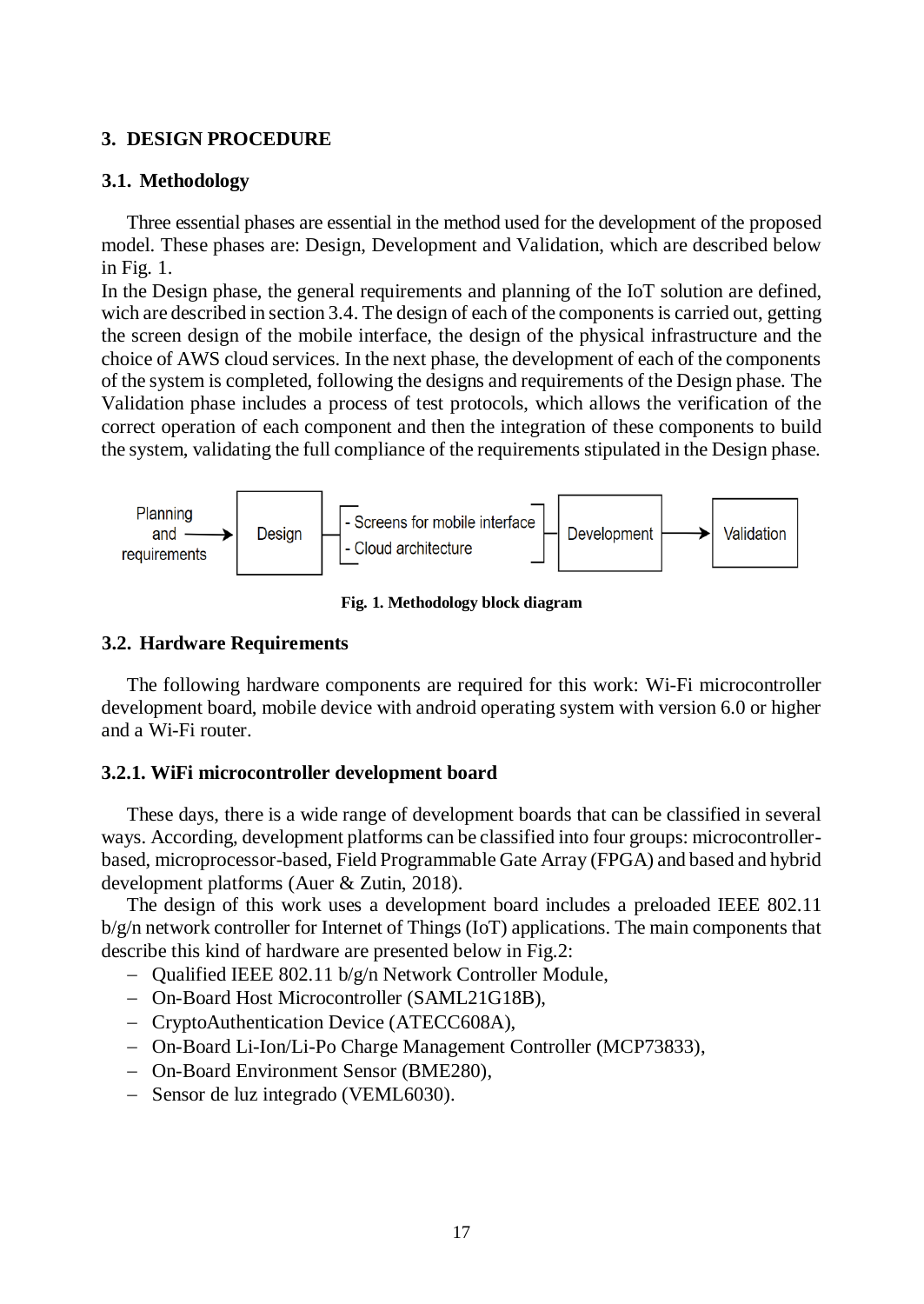## 3. DESIGN PROCEDURE

### 3.1. Methodology

Three essential phases are essential in the method used for the development of the proposed model. These phases are: Design, Development and Validation, which are described below in Fig. 1.

In the Design phase, the general requirements and planning of the IoT solution are defined, wich are described in section 3.4. The design of each of the components is carried out, getting the screen design of the mobile interface, the design of the physical infrastructure and the choice of AWS cloud services. In the next phase, the development of each of the components of the system is completed, following the designs and requirements of the Design phase. The Validation phase includes a process of test protocols, which allows the verification of the correct operation of each component and then the integration of these components to build the system, validating the full compliance of the requirements stipulated in the Design phase.

Planning and requirements → Design — [- Screens for mobile interface; - Cloud architecture] — Development → Validation

**Fig. 1. Methodology block diagram**

### 3.2. Hardware Requirements

The following hardware components are required for this work: Wi-Fi microcontroller development board, mobile device with android operating system with version 6.0 or higher and a Wi-Fi router.

#### 3.2.1. WiFi microcontroller development board

These days, there is a wide range of development boards that can be classified in several ways. According, development platforms can be classified into four groups: microcontroller-based, microprocessor-based, Field Programmable Gate Array (FPGA) and based and hybrid development platforms (Auer & Zutin, 2018).

The design of this work uses a development board includes a preloaded IEEE 802.11 b/g/n network controller for Internet of Things (IoT) applications. The main components that describe this kind of hardware are presented below in Fig.2:

- Qualified IEEE 802.11 b/g/n Network Controller Module,
- On-Board Host Microcontroller (SAML21G18B),
- CryptoAuthentication Device (ATECC608A),
- On-Board Li-Ion/Li-Po Charge Management Controller (MCP73833),
- On-Board Environment Sensor (BME280),
- Sensor de luz integrado (VEML6030).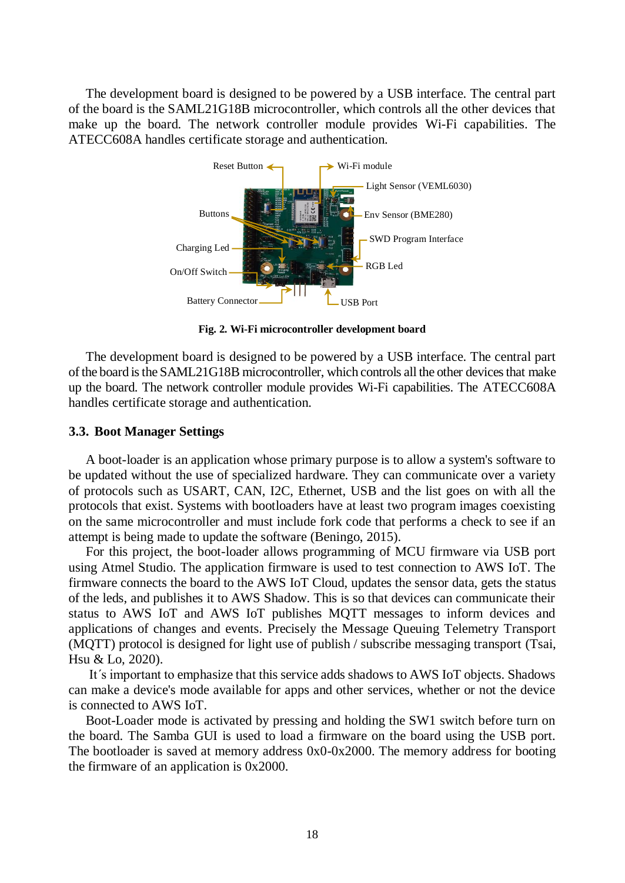The development board is designed to be powered by a USB interface. The central part of the board is the SAML21G18B microcontroller, which controls all the other devices that make up the board. The network controller module provides Wi-Fi capabilities. The ATECC608A handles certificate storage and authentication.

Reset Button

Wi-Fi module

Light Sensor (VEML6030)

Buttons

Env Sensor (BME280)

SWD Program Interface

Charging Led

RGB Led

On/Off Switch

Battery Connector

USB Port

**Fig. 2. Wi-Fi microcontroller development board**

The development board is designed to be powered by a USB interface. The central part of the board is the SAML21G18B microcontroller, which controls all the other devices that make up the board. The network controller module provides Wi-Fi capabilities. The ATECC608A handles certificate storage and authentication.

### 3.3. Boot Manager Settings

A boot-loader is an application whose primary purpose is to allow a system's software to be updated without the use of specialized hardware. They can communicate over a variety of protocols such as USART, CAN, I2C, Ethernet, USB and the list goes on with all the protocols that exist. Systems with bootloaders have at least two program images coexisting on the same microcontroller and must include fork code that performs a check to see if an attempt is being made to update the software (Beningo, 2015).

For this project, the boot-loader allows programming of MCU firmware via USB port using Atmel Studio. The application firmware is used to test connection to AWS IoT. The firmware connects the board to the AWS IoT Cloud, updates the sensor data, gets the status of the leds, and publishes it to AWS Shadow. This is so that devices can communicate their status to AWS IoT and AWS IoT publishes MQTT messages to inform devices and applications of changes and events. Precisely the Message Queuing Telemetry Transport (MQTT) protocol is designed for light use of publish / subscribe messaging transport (Tsai, Hsu & Lo, 2020).

It´s important to emphasize that this service adds shadows to AWS IoT objects. Shadows can make a device's mode available for apps and other services, whether or not the device is connected to AWS IoT.

Boot-Loader mode is activated by pressing and holding the SW1 switch before turn on the board. The Samba GUI is used to load a firmware on the board using the USB port. The bootloader is saved at memory address 0x0-0x2000. The memory address for booting the firmware of an application is 0x2000.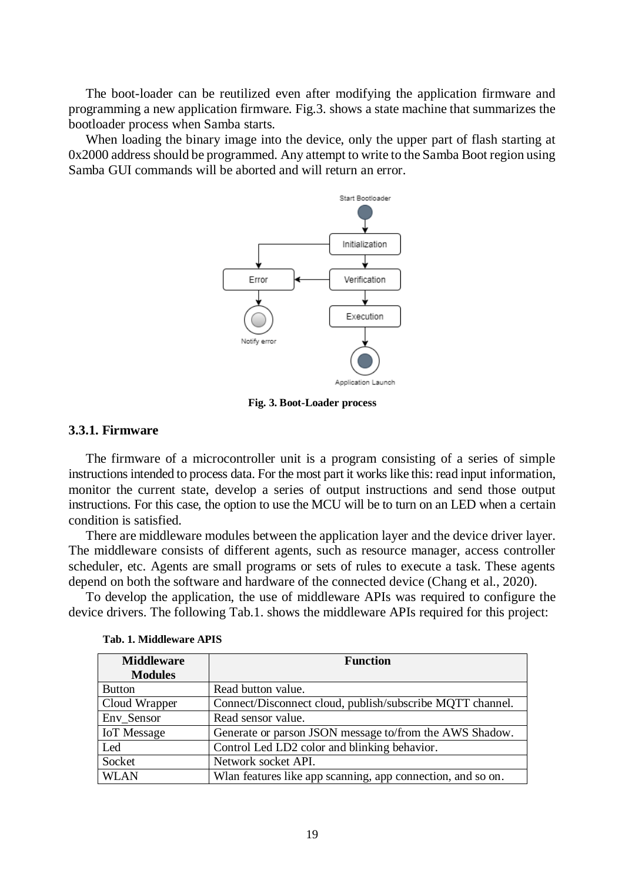The boot-loader can be reutilized even after modifying the application firmware and programming a new application firmware. Fig.3. shows a state machine that summarizes the bootloader process when Samba starts.

When loading the binary image into the device, only the upper part of flash starting at 0x2000 address should be programmed. Any attempt to write to the Samba Boot region using Samba GUI commands will be aborted and will return an error.

Fig. 3. Boot-Loader process

### 3.3.1. Firmware

The firmware of a microcontroller unit is a program consisting of a series of simple instructions intended to process data. For the most part it works like this: read input information, monitor the current state, develop a series of output instructions and send those output instructions. For this case, the option to use the MCU will be to turn on an LED when a certain condition is satisfied.

There are middleware modules between the application layer and the device driver layer. The middleware consists of different agents, such as resource manager, access controller scheduler, etc. Agents are small programs or sets of rules to execute a task. These agents depend on both the software and hardware of the connected device (Chang et al., 2020).

To develop the application, the use of middleware APIs was required to configure the device drivers. The following Tab.1. shows the middleware APIs required for this project:

**Tab. 1. Middleware APIS**

| Middleware Modules | Function |
|---|---|
| Button | Read button value. |
| Cloud Wrapper | Connect/Disconnect cloud, publish/subscribe MQTT channel. |
| Env_Sensor | Read sensor value. |
| IoT Message | Generate or parson JSON message to/from the AWS Shadow. |
| Led | Control Led LD2 color and blinking behavior. |
| Socket | Network socket API. |
| WLAN | Wlan features like app scanning, app connection, and so on. |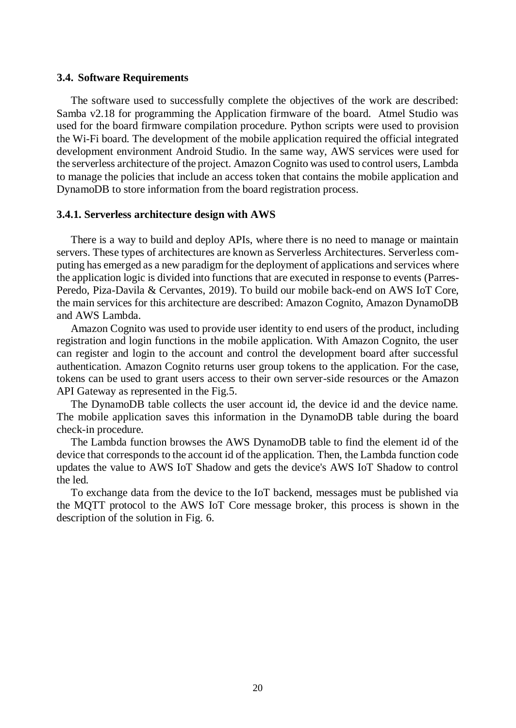### 3.4. Software Requirements

The software used to successfully complete the objectives of the work are described: Samba v2.18 for programming the Application firmware of the board. Atmel Studio was used for the board firmware compilation procedure. Python scripts were used to provision the Wi-Fi board. The development of the mobile application required the official integrated development environment Android Studio. In the same way, AWS services were used for the serverless architecture of the project. Amazon Cognito was used to control users, Lambda to manage the policies that include an access token that contains the mobile application and DynamoDB to store information from the board registration process.

#### 3.4.1. Serverless architecture design with AWS

There is a way to build and deploy APIs, where there is no need to manage or maintain servers. These types of architectures are known as Serverless Architectures. Serverless computing has emerged as a new paradigm for the deployment of applications and services where the application logic is divided into functions that are executed in response to events (Parres-Peredo, Piza-Davila & Cervantes, 2019). To build our mobile back-end on AWS IoT Core, the main services for this architecture are described: Amazon Cognito, Amazon DynamoDB and AWS Lambda.

Amazon Cognito was used to provide user identity to end users of the product, including registration and login functions in the mobile application. With Amazon Cognito, the user can register and login to the account and control the development board after successful authentication. Amazon Cognito returns user group tokens to the application. For the case, tokens can be used to grant users access to their own server-side resources or the Amazon API Gateway as represented in the Fig.5.

The DynamoDB table collects the user account id, the device id and the device name. The mobile application saves this information in the DynamoDB table during the board check-in procedure.

The Lambda function browses the AWS DynamoDB table to find the element id of the device that corresponds to the account id of the application. Then, the Lambda function code updates the value to AWS IoT Shadow and gets the device's AWS IoT Shadow to control the led.

To exchange data from the device to the IoT backend, messages must be published via the MQTT protocol to the AWS IoT Core message broker, this process is shown in the description of the solution in Fig. 6.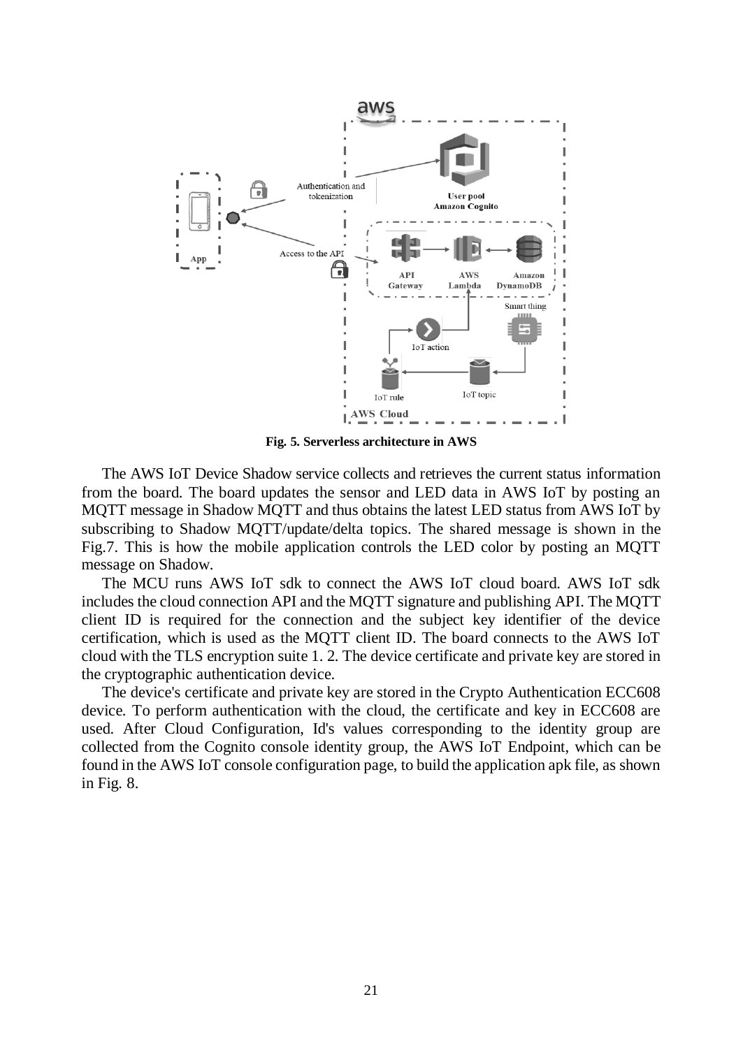**Fig. 5. Serverless architecture in AWS**

The AWS IoT Device Shadow service collects and retrieves the current status information from the board. The board updates the sensor and LED data in AWS IoT by posting an MQTT message in Shadow MQTT and thus obtains the latest LED status from AWS IoT by subscribing to Shadow MQTT/update/delta topics. The shared message is shown in the Fig.7. This is how the mobile application controls the LED color by posting an MQTT message on Shadow.

The MCU runs AWS IoT sdk to connect the AWS IoT cloud board. AWS IoT sdk includes the cloud connection API and the MQTT signature and publishing API. The MQTT client ID is required for the connection and the subject key identifier of the device certification, which is used as the MQTT client ID. The board connects to the AWS IoT cloud with the TLS encryption suite 1. 2. The device certificate and private key are stored in the cryptographic authentication device.

The device's certificate and private key are stored in the Crypto Authentication ECC608 device. To perform authentication with the cloud, the certificate and key in ECC608 are used. After Cloud Configuration, Id's values corresponding to the identity group are collected from the Cognito console identity group, the AWS IoT Endpoint, which can be found in the AWS IoT console configuration page, to build the application apk file, as shown in Fig. 8.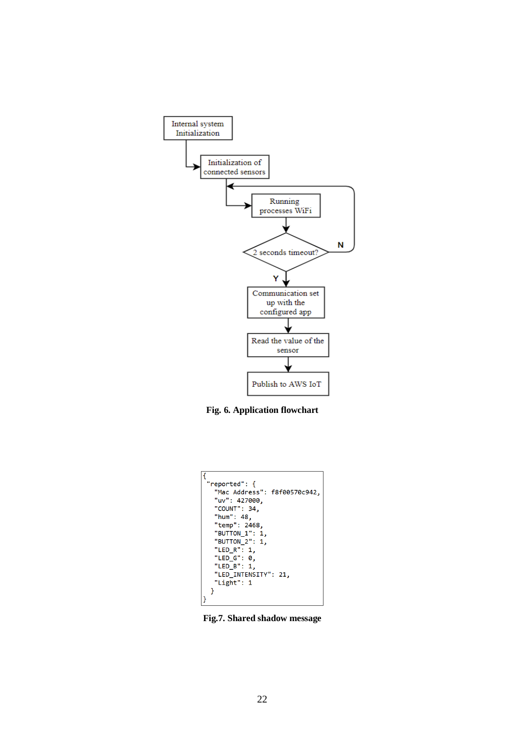**Fig. 6. Application flowchart**

```
{
  "reported": {
    "Mac Address": f8f00570c942,
    "uv": 427000,
    "COUNT": 34,
    "hum": 48,
    "temp": 2468,
    "BUTTON_1": 1,
    "BUTTON_2": 1,
    "LED_R": 1,
    "LED_G": 0,
    "LED_B": 1,
    "LED_INTENSITY": 21,
    "Light": 1
  }
}
```

**Fig.7. Shared shadow message**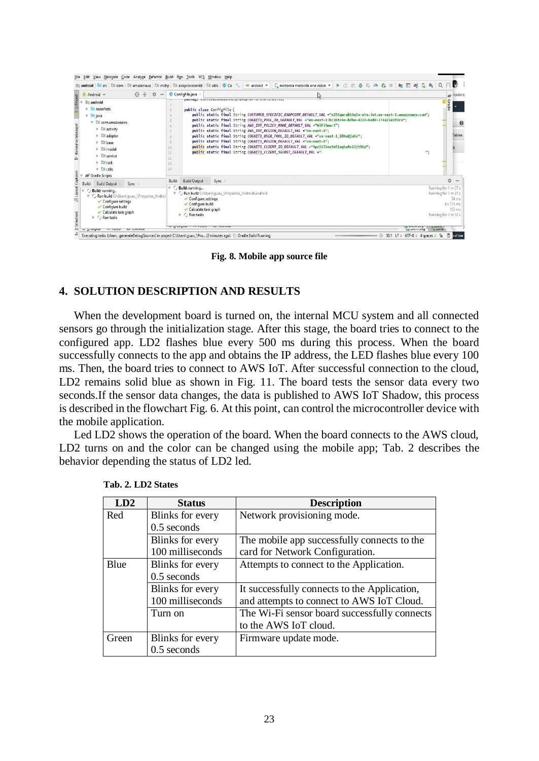Fig. 8. Mobile app source file

## 4. SOLUTION DESCRIPTION AND RESULTS

When the development board is turned on, the internal MCU system and all connected sensors go through the initialization stage. After this stage, the board tries to connect to the configured app. LD2 flashes blue every 500 ms during this process. When the board successfully connects to the app and obtains the IP address, the LED flashes blue every 100 ms. Then, the board tries to connect to AWS IoT. After successful connection to the cloud, LD2 remains solid blue as shown in Fig. 11. The board tests the sensor data every two seconds.If the sensor data changes, the data is published to AWS IoT Shadow, this process is described in the flowchart Fig. 6. At this point, can control the microcontroller device with the mobile application.

Led LD2 shows the operation of the board. When the board connects to the AWS cloud, LD2 turns on and the color can be changed using the mobile app; Tab. 2 describes the behavior depending the status of LD2 led.

**Tab. 2. LD2 States**

| LD2 | Status | Description |
|---|---|---|
| Red | Blinks for every 0.5 seconds | Network provisioning mode. |
| | Blinks for every 100 milliseconds | The mobile app successfully connects to the card for Network Configuration. |
| Blue | Blinks for every 0.5 seconds | Attempts to connect to the Application. |
| | Blinks for every 100 milliseconds | It successfully connects to the Application, and attempts to connect to AWS IoT Cloud. |
| | Turn on | The Wi-Fi sensor board successfully connects to the AWS IoT cloud. |
| Green | Blinks for every 0.5 seconds | Firmware update mode. |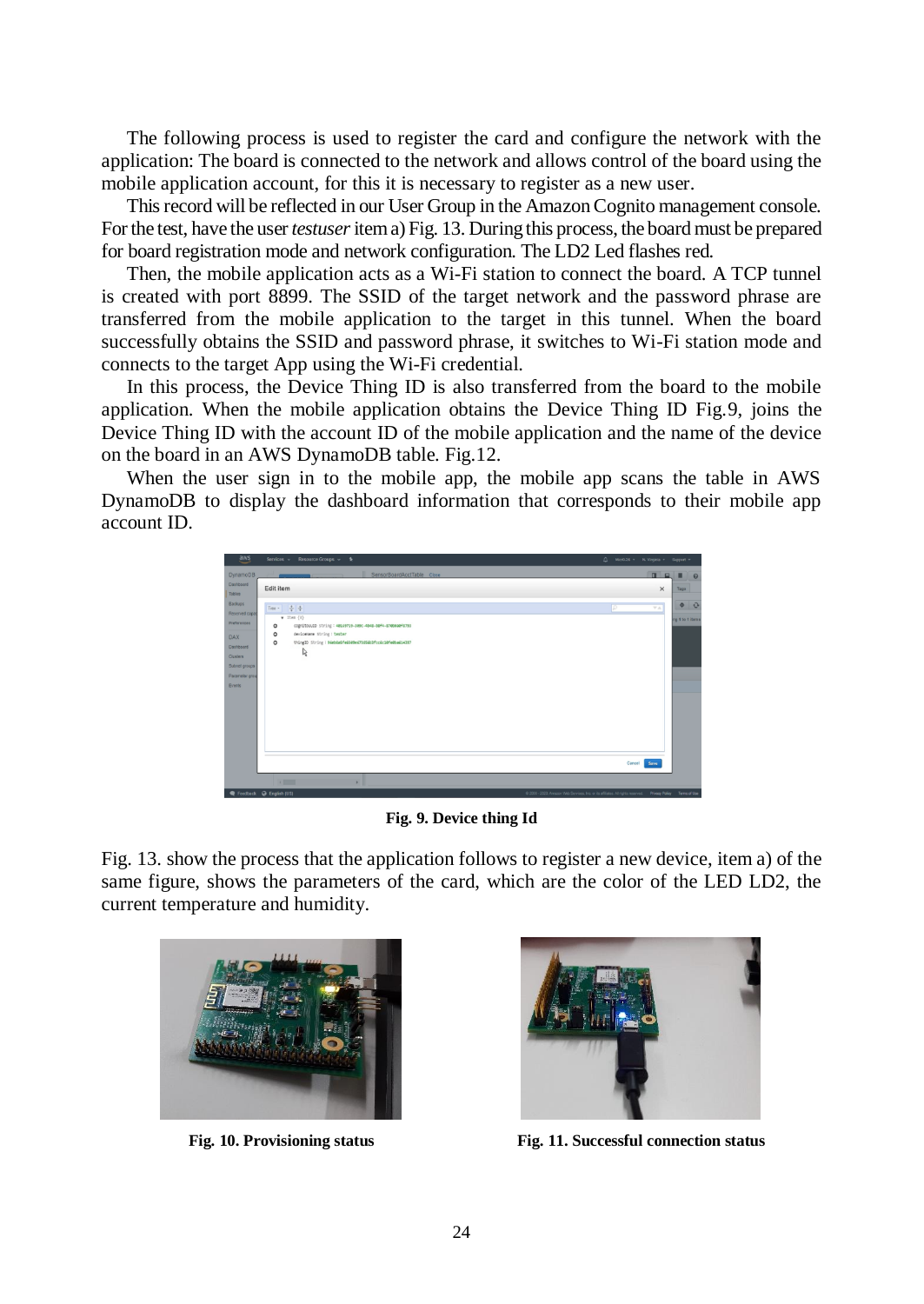The following process is used to register the card and configure the network with the application: The board is connected to the network and allows control of the board using the mobile application account, for this it is necessary to register as a new user.

This record will be reflected in our User Group in the Amazon Cognito management console. For the test, have the user *testuser* item a) Fig. 13. During this process, the board must be prepared for board registration mode and network configuration. The LD2 Led flashes red.

Then, the mobile application acts as a Wi-Fi station to connect the board. A TCP tunnel is created with port 8899. The SSID of the target network and the password phrase are transferred from the mobile application to the target in this tunnel. When the board successfully obtains the SSID and password phrase, it switches to Wi-Fi station mode and connects to the target App using the Wi-Fi credential.

In this process, the Device Thing ID is also transferred from the board to the mobile application. When the mobile application obtains the Device Thing ID Fig.9, joins the Device Thing ID with the account ID of the mobile application and the name of the device on the board in an AWS DynamoDB table. Fig.12.

When the user sign in to the mobile app, the mobile app scans the table in AWS DynamoDB to display the dashboard information that corresponds to their mobile app account ID.

**Fig. 9. Device thing Id**

Fig. 13. show the process that the application follows to register a new device, item a) of the same figure, shows the parameters of the card, which are the color of the LED LD2, the current temperature and humidity.

**Fig. 10. Provisioning status**

**Fig. 11. Successful connection status**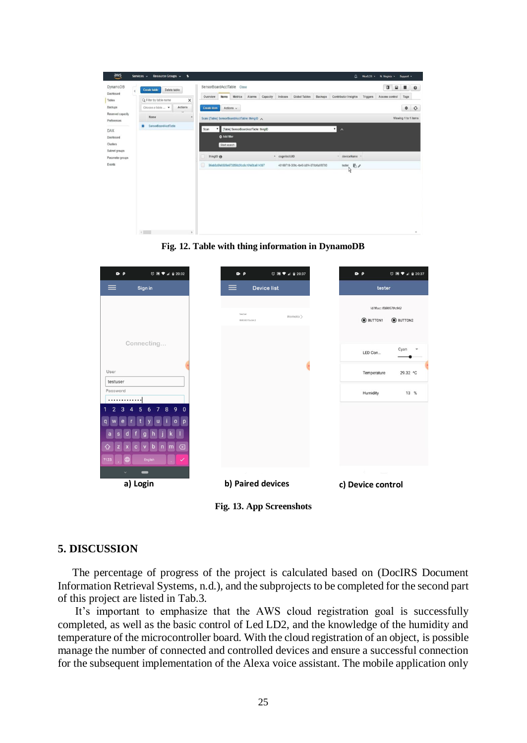**Fig. 12. Table with thing information in DynamoDB**

a) Login

b) Paired devices

c) Device control

**Fig. 13. App Screenshots**

## 5. DISCUSSION

The percentage of progress of the project is calculated based on (DocIRS Document Information Retrieval Systems, n.d.), and the subprojects to be completed for the second part of this project are listed in Tab.3.

It's important to emphasize that the AWS cloud registration goal is successfully completed, as well as the basic control of Led LD2, and the knowledge of the humidity and temperature of the microcontroller board. With the cloud registration of an object, is possible manage the number of connected and controlled devices and ensure a successful connection for the subsequent implementation of the Alexa voice assistant. The mobile application only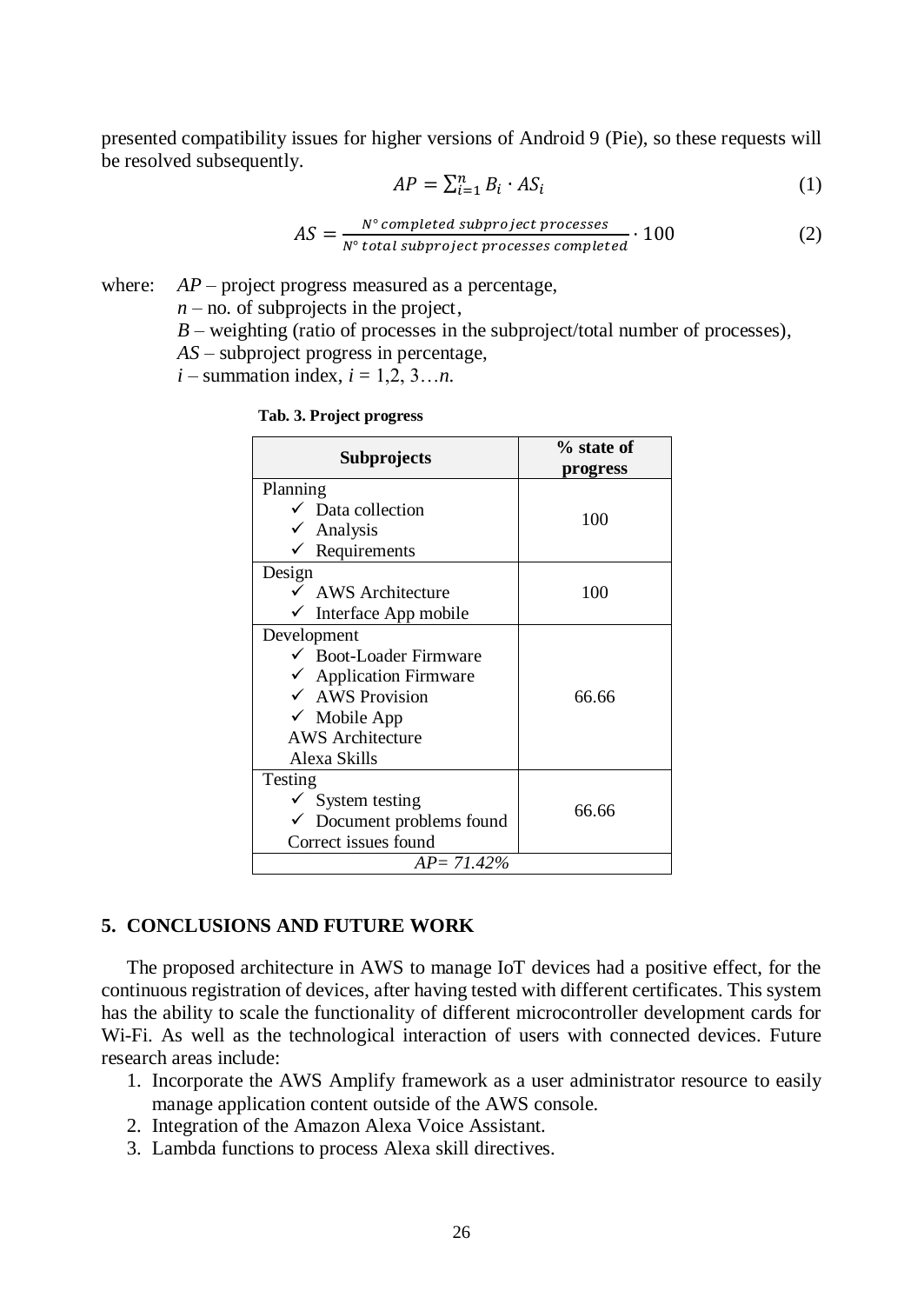presented compatibility issues for higher versions of Android 9 (Pie), so these requests will be resolved subsequently.

$$AP = \sum_{i=1}^{n} B_i \cdot AS_i \tag{1}$$

$$AS = \frac{N° \, completed \, subproject \, processes}{N° \, total \, subproject \, processes \, completed} \cdot 100 \tag{2}$$

where: $AP$ – project progress measured as a percentage,
$n$ – no. of subprojects in the project,
$B$ – weighting (ratio of processes in the subproject/total number of processes),
$AS$ – subproject progress in percentage,
$i$ – summation index, $i$ = 1,2, 3…$n$.

**Tab. 3. Project progress**

| Subprojects | % state of progress |
|---|---|
| Planning<br>✓ Data collection<br>✓ Analysis<br>✓ Requirements | 100 |
| Design<br>✓ AWS Architecture<br>✓ Interface App mobile | 100 |
| Development<br>✓ Boot-Loader Firmware<br>✓ Application Firmware<br>✓ AWS Provision<br>✓ Mobile App<br>AWS Architecture<br>Alexa Skills | 66.66 |
| Testing<br>✓ System testing<br>✓ Document problems found<br>Correct issues found | 66.66 |
| *AP= 71.42%* | |

## 5. CONCLUSIONS AND FUTURE WORK

The proposed architecture in AWS to manage IoT devices had a positive effect, for the continuous registration of devices, after having tested with different certificates. This system has the ability to scale the functionality of different microcontroller development cards for Wi-Fi. As well as the technological interaction of users with connected devices. Future research areas include:

1. Incorporate the AWS Amplify framework as a user administrator resource to easily manage application content outside of the AWS console.
2. Integration of the Amazon Alexa Voice Assistant.
3. Lambda functions to process Alexa skill directives.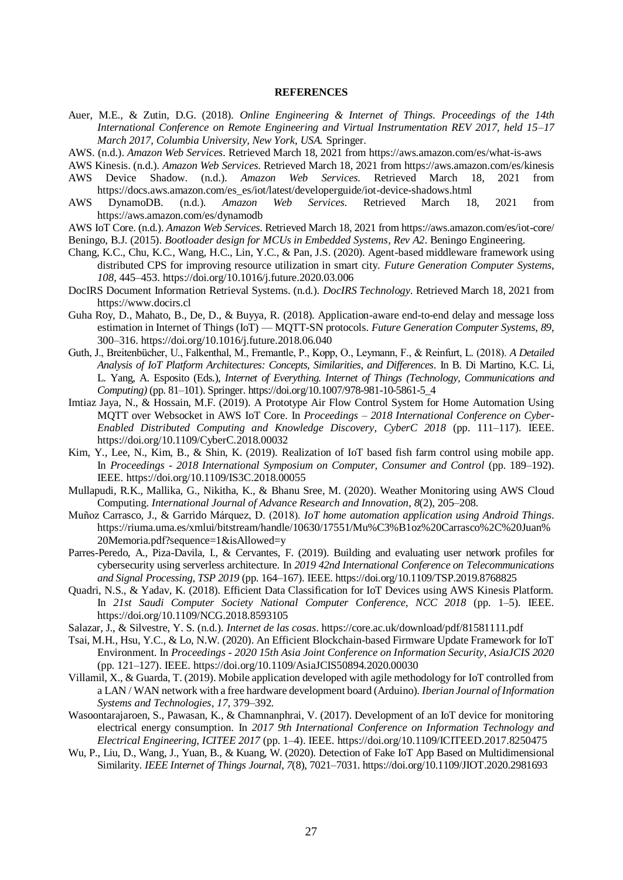## REFERENCES

Auer, M.E., & Zutin, D.G. (2018). *Online Engineering & Internet of Things. Proceedings of the 14th International Conference on Remote Engineering and Virtual Instrumentation REV 2017, held 15–17 March 2017, Columbia University, New York, USA.* Springer.

AWS. (n.d.). *Amazon Web Services*. Retrieved March 18, 2021 from https://aws.amazon.com/es/what-is-aws

AWS Kinesis. (n.d.). *Amazon Web Services*. Retrieved March 18, 2021 from https://aws.amazon.com/es/kinesis

AWS Device Shadow. (n.d.). *Amazon Web Services*. Retrieved March 18, 2021 from https://docs.aws.amazon.com/es_es/iot/latest/developerguide/iot-device-shadows.html

AWS DynamoDB. (n.d.). *Amazon Web Services*. Retrieved March 18, 2021 from https://aws.amazon.com/es/dynamodb

AWS IoT Core. (n.d.). *Amazon Web Services*. Retrieved March 18, 2021 from https://aws.amazon.com/es/iot-core/

Beningo, B.J. (2015). *Bootloader design for MCUs in Embedded Systems, Rev A2*. Beningo Engineering.

Chang, K.C., Chu, K.C., Wang, H.C., Lin, Y.C., & Pan, J.S. (2020). Agent-based middleware framework using distributed CPS for improving resource utilization in smart city. *Future Generation Computer Systems*, *108*, 445–453. https://doi.org/10.1016/j.future.2020.03.006

DocIRS Document Information Retrieval Systems. (n.d.). *DocIRS Technology*. Retrieved March 18, 2021 from https://www.docirs.cl

Guha Roy, D., Mahato, B., De, D., & Buyya, R. (2018). Application-aware end-to-end delay and message loss estimation in Internet of Things (IoT) — MQTT-SN protocols. *Future Generation Computer Systems*, *89*, 300–316. https://doi.org/10.1016/j.future.2018.06.040

Guth, J., Breitenbücher, U., Falkenthal, M., Fremantle, P., Kopp, O., Leymann, F., & Reinfurt, L. (2018). *A Detailed Analysis of IoT Platform Architectures: Concepts, Similarities, and Differences*. In B. Di Martino, K.C. Li, L. Yang, A. Esposito (Eds.), *Internet of Everything. Internet of Things (Technology, Communications and Computing)* (pp. 81–101). Springer. https://doi.org/10.1007/978-981-10-5861-5_4

Imtiaz Jaya, N., & Hossain, M.F. (2019). A Prototype Air Flow Control System for Home Automation Using MQTT over Websocket in AWS IoT Core. In *Proceedings – 2018 International Conference on Cyber-Enabled Distributed Computing and Knowledge Discovery, CyberC 2018* (pp. 111–117). IEEE. https://doi.org/10.1109/CyberC.2018.00032

Kim, Y., Lee, N., Kim, B., & Shin, K. (2019). Realization of IoT based fish farm control using mobile app. In *Proceedings - 2018 International Symposium on Computer, Consumer and Control* (pp. 189–192). IEEE. https://doi.org/10.1109/IS3C.2018.00055

Mullapudi, R.K., Mallika, G., Nikitha, K., & Bhanu Sree, M. (2020). Weather Monitoring using AWS Cloud Computing. *International Journal of Advance Research and Innovation*, *8*(2), 205–208.

Muñoz Carrasco, J., & Garrido Márquez, D. (2018). *IoT home automation application using Android Things*. https://riuma.uma.es/xmlui/bitstream/handle/10630/17551/Mu%C3%B1oz%20Carrasco%2C%20Juan%20Memoria.pdf?sequence=1&isAllowed=y

Parres-Peredo, A., Piza-Davila, I., & Cervantes, F. (2019). Building and evaluating user network profiles for cybersecurity using serverless architecture. In *2019 42nd International Conference on Telecommunications and Signal Processing, TSP 2019* (pp. 164–167). IEEE. https://doi.org/10.1109/TSP.2019.8768825

Quadri, N.S., & Yadav, K. (2018). Efficient Data Classification for IoT Devices using AWS Kinesis Platform. In *21st Saudi Computer Society National Computer Conference, NCC 2018* (pp. 1–5). IEEE. https://doi.org/10.1109/NCG.2018.8593105

Salazar, J., & Silvestre, Y. S. (n.d.). *Internet de las cosas*. https://core.ac.uk/download/pdf/81581111.pdf

Tsai, M.H., Hsu, Y.C., & Lo, N.W. (2020). An Efficient Blockchain-based Firmware Update Framework for IoT Environment. In *Proceedings - 2020 15th Asia Joint Conference on Information Security, AsiaJCIS 2020* (pp. 121–127). IEEE. https://doi.org/10.1109/AsiaJCIS50894.2020.00030

Villamil, X., & Guarda, T. (2019). Mobile application developed with agile methodology for IoT controlled from a LAN / WAN network with a free hardware development board (Arduino). *Iberian Journal of Information Systems and Technologies*, *17*, 379–392.

Wasoontarajaroen, S., Pawasan, K., & Chamnanphrai, V. (2017). Development of an IoT device for monitoring electrical energy consumption. In *2017 9th International Conference on Information Technology and Electrical Engineering, ICITEE 2017* (pp. 1–4). IEEE. https://doi.org/10.1109/ICITEED.2017.8250475

Wu, P., Liu, D., Wang, J., Yuan, B., & Kuang, W. (2020). Detection of Fake IoT App Based on Multidimensional Similarity. *IEEE Internet of Things Journal*, *7*(8), 7021–7031. https://doi.org/10.1109/JIOT.2020.2981693